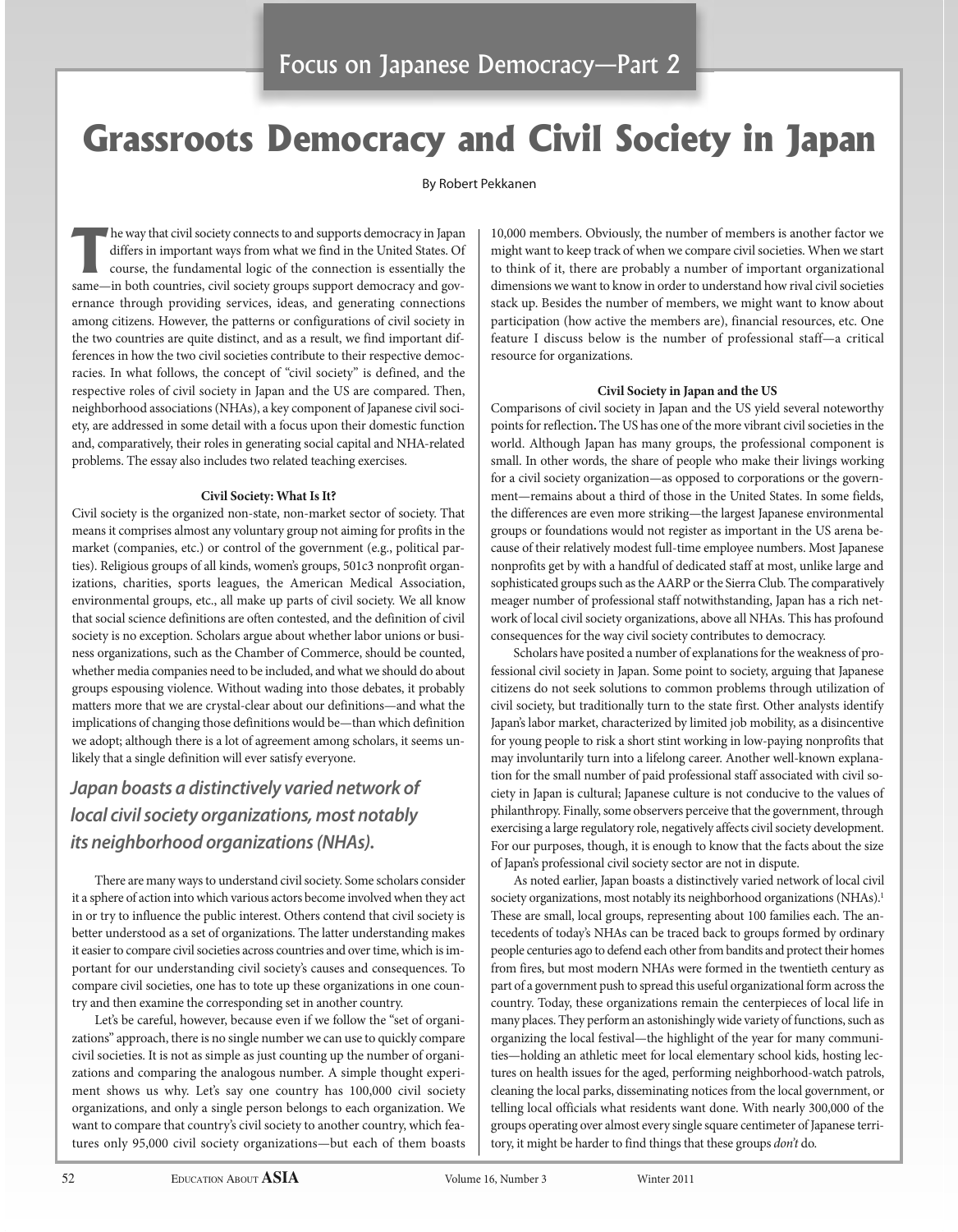Focus on Japanese Democracy—Part 2

# Grassroots Democracy and Civil Society in Japan

By Robert Pekkanen

The way that civil society connects to and supports democracy in Japan differs in important ways from what we find in the United States. Of course, the fundamental logic of the connection is essentially the same—in both countries, civil society groups support democracy and governance through providing services, ideas, and generating connections among citizens. However, the patterns or configurations of civil society in the two countries are quite distinct, and as a result, we find important differences in how the two civil societies contribute to their respective democracies. In what follows, the concept of "civil society" is defined, and the respective roles of civil society in Japan and the US are compared. Then, neighborhood associations (NHAs), a key component of Japanese civil society, are addressed in some detail with a focus upon their domestic function and, comparatively, their roles in generating social capital and NHA-related problems. The essay also includes two related teaching exercises.

### Civil Society: What Is It?

Civil society is the organized non-state, non-market sector of society. That means it comprises almost any voluntary group not aiming for profits in the market (companies, etc.) or control of the government (e.g., political parties). Religious groups of all kinds, women's groups, 501c3 nonprofit organizations, charities, sports leagues, the American Medical Association, environmental groups, etc., all make up parts of civil society. We all know that social science definitions are often contested, and the definition of civil society is no exception. Scholars argue about whether labor unions or business organizations, such as the Chamber of Commerce, should be counted, whether media companies need to be included, and what we should do about groups espousing violence. Without wading into those debates, it probably matters more that we are crystal-clear about our definitions—and what the implications of changing those definitions would be—than which definition we adopt; although there is a lot of agreement among scholars, it seems unlikely that a single definition will ever satisfy everyone.

***Japan boasts a distinctively varied network of local civil society organizations, most notably its neighborhood organizations (NHAs).***

There are many ways to understand civil society. Some scholars consider it a sphere of action into which various actors become involved when they act in or try to influence the public interest. Others contend that civil society is better understood as a set of organizations. The latter understanding makes it easier to compare civil societies across countries and over time, which is important for our understanding civil society's causes and consequences. To compare civil societies, one has to tote up these organizations in one country and then examine the corresponding set in another country.

Let's be careful, however, because even if we follow the "set of organizations" approach, there is no single number we can use to quickly compare civil societies. It is not as simple as just counting up the number of organizations and comparing the analogous number. A simple thought experiment shows us why. Let's say one country has 100,000 civil society organizations, and only a single person belongs to each organization. We want to compare that country's civil society to another country, which features only 95,000 civil society organizations—but each of them boasts 10,000 members. Obviously, the number of members is another factor we might want to keep track of when we compare civil societies. When we start to think of it, there are probably a number of important organizational dimensions we want to know in order to understand how rival civil societies stack up. Besides the number of members, we might want to know about participation (how active the members are), financial resources, etc. One feature I discuss below is the number of professional staff—a critical resource for organizations.

### Civil Society in Japan and the US

Comparisons of civil society in Japan and the US yield several noteworthy points for reflection**.** The US has one of the more vibrant civil societies in the world. Although Japan has many groups, the professional component is small. In other words, the share of people who make their livings working for a civil society organization—as opposed to corporations or the government—remains about a third of those in the United States. In some fields, the differences are even more striking—the largest Japanese environmental groups or foundations would not register as important in the US arena because of their relatively modest full-time employee numbers. Most Japanese nonprofits get by with a handful of dedicated staff at most, unlike large and sophisticated groups such as the AARP or the Sierra Club. The comparatively meager number of professional staff notwithstanding, Japan has a rich network of local civil society organizations, above all NHAs. This has profound consequences for the way civil society contributes to democracy.

Scholars have posited a number of explanations for the weakness of professional civil society in Japan. Some point to society, arguing that Japanese citizens do not seek solutions to common problems through utilization of civil society, but traditionally turn to the state first. Other analysts identify Japan's labor market, characterized by limited job mobility, as a disincentive for young people to risk a short stint working in low-paying nonprofits that may involuntarily turn into a lifelong career. Another well-known explanation for the small number of paid professional staff associated with civil society in Japan is cultural; Japanese culture is not conducive to the values of philanthropy. Finally, some observers perceive that the government, through exercising a large regulatory role, negatively affects civil society development. For our purposes, though, it is enough to know that the facts about the size of Japan's professional civil society sector are not in dispute.

As noted earlier, Japan boasts a distinctively varied network of local civil society organizations, most notably its neighborhood organizations (NHAs).[1] These are small, local groups, representing about 100 families each. The antecedents of today's NHAs can be traced back to groups formed by ordinary people centuries ago to defend each other from bandits and protect their homes from fires, but most modern NHAs were formed in the twentieth century as part of a government push to spread this useful organizational form across the country. Today, these organizations remain the centerpieces of local life in many places. They perform an astonishingly wide variety of functions, such as organizing the local festival—the highlight of the year for many communities—holding an athletic meet for local elementary school kids, hosting lectures on health issues for the aged, performing neighborhood-watch patrols, cleaning the local parks, disseminating notices from the local government, or telling local officials what residents want done. With nearly 300,000 of the groups operating over almost every single square centimeter of Japanese territory, it might be harder to find things that these groups *don't* do.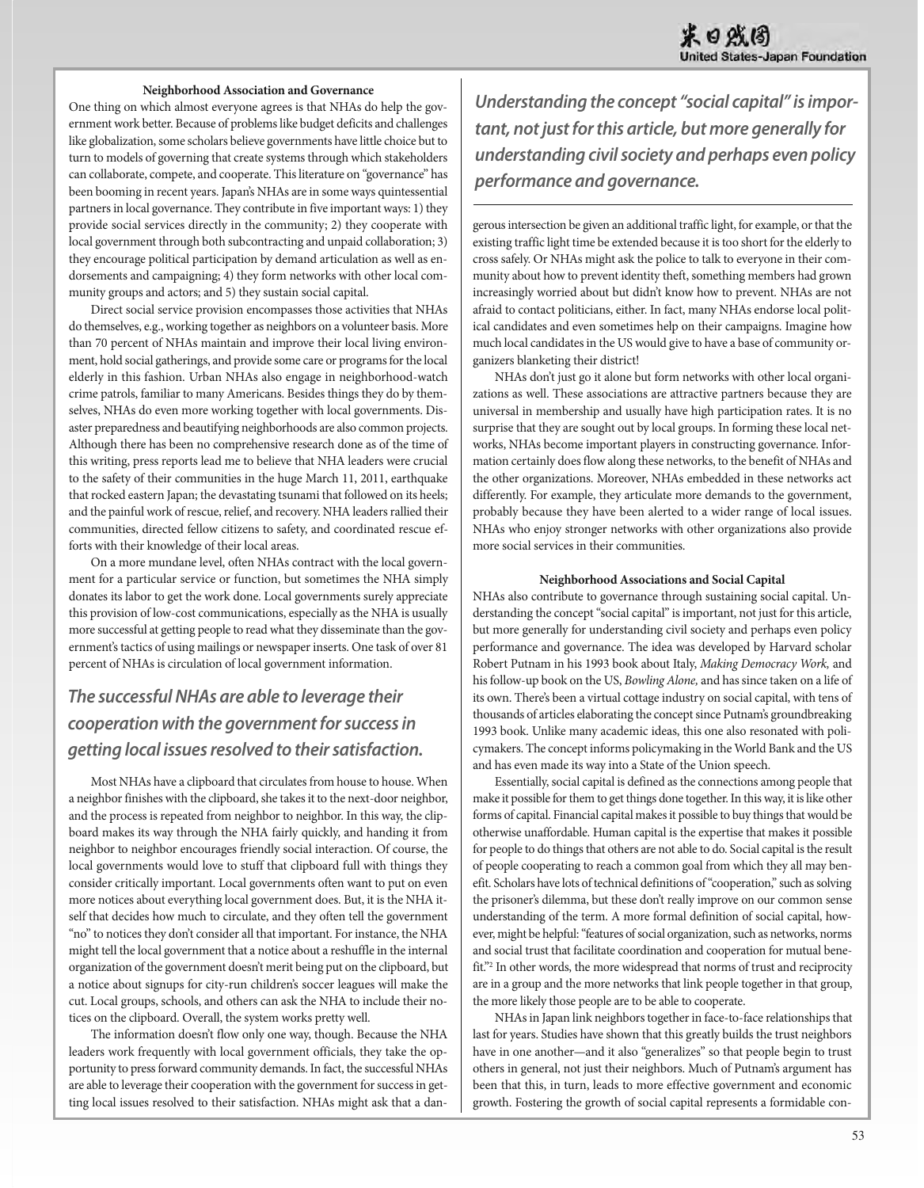### Neighborhood Association and Governance

One thing on which almost everyone agrees is that NHAs do help the government work better. Because of problems like budget deficits and challenges like globalization, some scholars believe governments have little choice but to turn to models of governing that create systems through which stakeholders can collaborate, compete, and cooperate. This literature on "governance" has been booming in recent years. Japan's NHAs are in some ways quintessential partners in local governance. They contribute in five important ways: 1) they provide social services directly in the community; 2) they cooperate with local government through both subcontracting and unpaid collaboration; 3) they encourage political participation by demand articulation as well as endorsements and campaigning; 4) they form networks with other local community groups and actors; and 5) they sustain social capital.

Direct social service provision encompasses those activities that NHAs do themselves, e.g., working together as neighbors on a volunteer basis. More than 70 percent of NHAs maintain and improve their local living environment, hold social gatherings, and provide some care or programs for the local elderly in this fashion. Urban NHAs also engage in neighborhood-watch crime patrols, familiar to many Americans. Besides things they do by themselves, NHAs do even more working together with local governments. Disaster preparedness and beautifying neighborhoods are also common projects. Although there has been no comprehensive research done as of the time of this writing, press reports lead me to believe that NHA leaders were crucial to the safety of their communities in the huge March 11, 2011, earthquake that rocked eastern Japan; the devastating tsunami that followed on its heels; and the painful work of rescue, relief, and recovery. NHA leaders rallied their communities, directed fellow citizens to safety, and coordinated rescue efforts with their knowledge of their local areas.

On a more mundane level, often NHAs contract with the local government for a particular service or function, but sometimes the NHA simply donates its labor to get the work done. Local governments surely appreciate this provision of low-cost communications, especially as the NHA is usually more successful at getting people to read what they disseminate than the government's tactics of using mailings or newspaper inserts. One task of over 81 percent of NHAs is circulation of local government information.

***The successful NHAs are able to leverage their cooperation with the government for success in getting local issues resolved to their satisfaction.***

Most NHAs have a clipboard that circulates from house to house. When a neighbor finishes with the clipboard, she takes it to the next-door neighbor, and the process is repeated from neighbor to neighbor. In this way, the clipboard makes its way through the NHA fairly quickly, and handing it from neighbor to neighbor encourages friendly social interaction. Of course, the local governments would love to stuff that clipboard full with things they consider critically important. Local governments often want to put on even more notices about everything local government does. But, it is the NHA itself that decides how much to circulate, and they often tell the government "no" to notices they don't consider all that important. For instance, the NHA might tell the local government that a notice about a reshuffle in the internal organization of the government doesn't merit being put on the clipboard, but a notice about signups for city-run children's soccer leagues will make the cut. Local groups, schools, and others can ask the NHA to include their notices on the clipboard. Overall, the system works pretty well.

The information doesn't flow only one way, though. Because the NHA leaders work frequently with local government officials, they take the opportunity to press forward community demands. In fact, the successful NHAs are able to leverage their cooperation with the government for success in getting local issues resolved to their satisfaction. NHAs might ask that a dangerous intersection be given an additional traffic light, for example, or that the existing traffic light time be extended because it is too short for the elderly to cross safely. Or NHAs might ask the police to talk to everyone in their community about how to prevent identity theft, something members had grown increasingly worried about but didn't know how to prevent. NHAs are not afraid to contact politicians, either. In fact, many NHAs endorse local political candidates and even sometimes help on their campaigns. Imagine how much local candidates in the US would give to have a base of community organizers blanketing their district!

***Understanding the concept "social capital" is important, not just for this article, but more generally for understanding civil society and perhaps even policy performance and governance.***

NHAs don't just go it alone but form networks with other local organizations as well. These associations are attractive partners because they are universal in membership and usually have high participation rates. It is no surprise that they are sought out by local groups. In forming these local networks, NHAs become important players in constructing governance. Information certainly does flow along these networks, to the benefit of NHAs and the other organizations. Moreover, NHAs embedded in these networks act differently. For example, they articulate more demands to the government, probably because they have been alerted to a wider range of local issues. NHAs who enjoy stronger networks with other organizations also provide more social services in their communities.

### Neighborhood Associations and Social Capital

NHAs also contribute to governance through sustaining social capital. Understanding the concept "social capital" is important, not just for this article, but more generally for understanding civil society and perhaps even policy performance and governance. The idea was developed by Harvard scholar Robert Putnam in his 1993 book about Italy, *Making Democracy Work,* and his follow-up book on the US, *Bowling Alone,* and has since taken on a life of its own. There's been a virtual cottage industry on social capital, with tens of thousands of articles elaborating the concept since Putnam's groundbreaking 1993 book. Unlike many academic ideas, this one also resonated with policymakers. The concept informs policymaking in the World Bank and the US and has even made its way into a State of the Union speech.

Essentially, social capital is defined as the connections among people that make it possible for them to get things done together. In this way, it is like other forms of capital. Financial capital makes it possible to buy things that would be otherwise unaffordable. Human capital is the expertise that makes it possible for people to do things that others are not able to do. Social capital is the result of people cooperating to reach a common goal from which they all may benefit. Scholars have lots of technical definitions of "cooperation," such as solving the prisoner's dilemma, but these don't really improve on our common sense understanding of the term. A more formal definition of social capital, however, might be helpful: "features of social organization, such as networks, norms and social trust that facilitate coordination and cooperation for mutual benefit."[2] In other words, the more widespread that norms of trust and reciprocity are in a group and the more networks that link people together in that group, the more likely those people are to be able to cooperate.

NHAs in Japan link neighbors together in face-to-face relationships that last for years. Studies have shown that this greatly builds the trust neighbors have in one another—and it also "generalizes" so that people begin to trust others in general, not just their neighbors. Much of Putnam's argument has been that this, in turn, leads to more effective government and economic growth. Fostering the growth of social capital represents a formidable con-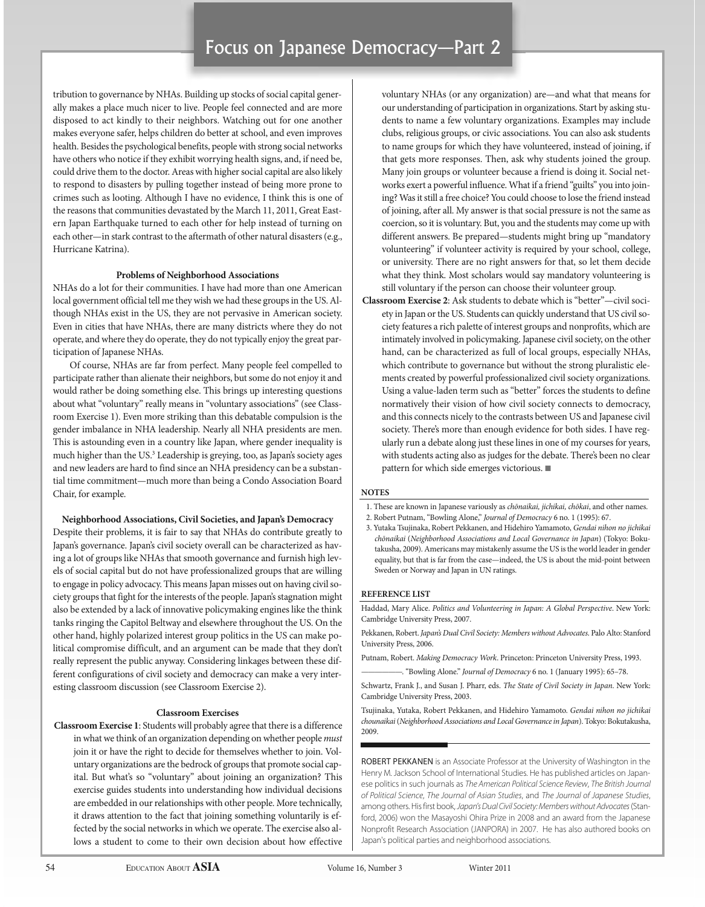tribution to governance by NHAs. Building up stocks of social capital generally makes a place much nicer to live. People feel connected and are more disposed to act kindly to their neighbors. Watching out for one another makes everyone safer, helps children do better at school, and even improves health. Besides the psychological benefits, people with strong social networks have others who notice if they exhibit worrying health signs, and, if need be, could drive them to the doctor. Areas with higher social capital are also likely to respond to disasters by pulling together instead of being more prone to crimes such as looting. Although I have no evidence, I think this is one of the reasons that communities devastated by the March 11, 2011, Great Eastern Japan Earthquake turned to each other for help instead of turning on each other—in stark contrast to the aftermath of other natural disasters (e.g., Hurricane Katrina).

### Problems of Neighborhood Associations

NHAs do a lot for their communities. I have had more than one American local government official tell me they wish we had these groups in the US. Although NHAs exist in the US, they are not pervasive in American society. Even in cities that have NHAs, there are many districts where they do not operate, and where they do operate, they do not typically enjoy the great participation of Japanese NHAs.

Of course, NHAs are far from perfect. Many people feel compelled to participate rather than alienate their neighbors, but some do not enjoy it and would rather be doing something else. This brings up interesting questions about what "voluntary" really means in "voluntary associations" (see Classroom Exercise 1). Even more striking than this debatable compulsion is the gender imbalance in NHA leadership. Nearly all NHA presidents are men. This is astounding even in a country like Japan, where gender inequality is much higher than the US.[3] Leadership is greying, too, as Japan's society ages and new leaders are hard to find since an NHA presidency can be a substantial time commitment—much more than being a Condo Association Board Chair, for example.

### Neighborhood Associations, Civil Societies, and Japan's Democracy

Despite their problems, it is fair to say that NHAs do contribute greatly to Japan's governance. Japan's civil society overall can be characterized as having a lot of groups like NHAs that smooth governance and furnish high levels of social capital but do not have professionalized groups that are willing to engage in policy advocacy. This means Japan misses out on having civil society groups that fight for the interests of the people. Japan's stagnation might also be extended by a lack of innovative policymaking engines like the think tanks ringing the Capitol Beltway and elsewhere throughout the US. On the other hand, highly polarized interest group politics in the US can make political compromise difficult, and an argument can be made that they don't really represent the public anyway. Considering linkages between these different configurations of civil society and democracy can make a very interesting classroom discussion (see Classroom Exercise 2).

### Classroom Exercises

**Classroom Exercise 1**: Students will probably agree that there is a difference in what we think of an organization depending on whether people *must* join it or have the right to decide for themselves whether to join. Voluntary organizations are the bedrock of groups that promote social capital. But what's so "voluntary" about joining an organization? This exercise guides students into understanding how individual decisions are embedded in our relationships with other people. More technically, it draws attention to the fact that joining something voluntarily is effected by the social networks in which we operate. The exercise also allows a student to come to their own decision about how effective voluntary NHAs (or any organization) are—and what that means for our understanding of participation in organizations. Start by asking students to name a few voluntary organizations. Examples may include clubs, religious groups, or civic associations. You can also ask students to name groups for which they have volunteered, instead of joining, if that gets more responses. Then, ask why students joined the group. Many join groups or volunteer because a friend is doing it. Social networks exert a powerful influence. What if a friend "guilts" you into joining? Was it still a free choice? You could choose to lose the friend instead of joining, after all. My answer is that social pressure is not the same as coercion, so it is voluntary. But, you and the students may come up with different answers. Be prepared—students might bring up "mandatory volunteering" if volunteer activity is required by your school, college, or university. There are no right answers for that, so let them decide what they think. Most scholars would say mandatory volunteering is still voluntary if the person can choose their volunteer group.

**Classroom Exercise 2**: Ask students to debate which is "better"—civil society in Japan or the US. Students can quickly understand that US civil society features a rich palette of interest groups and nonprofits, which are intimately involved in policymaking. Japanese civil society, on the other hand, can be characterized as full of local groups, especially NHAs, which contribute to governance but without the strong pluralistic elements created by powerful professionalized civil society organizations. Using a value-laden term such as "better" forces the students to define normatively their vision of how civil society connects to democracy, and this connects nicely to the contrasts between US and Japanese civil society. There's more than enough evidence for both sides. I have regularly run a debate along just these lines in one of my courses for years, with students acting also as judges for the debate. There's been no clear pattern for which side emerges victorious. ■

### NOTES

1. These are known in Japanese variously as *chōnaikai, jichikai, chōkai*, and other names.
2. Robert Putnam, "Bowling Alone," *Journal of Democracy* 6 no. 1 (1995): 67.
3. Yutaka Tsujinaka, Robert Pekkanen, and Hidehiro Yamamoto, *Gendai nihon no jichikai chōnaikai* (*Neighborhood Associations and Local Governance in Japan*) (Tokyo: Bokutakusha, 2009). Americans may mistakenly assume the US is the world leader in gender equality, but that is far from the case—indeed, the US is about the mid-point between Sweden or Norway and Japan in UN ratings.

### REFERENCE LIST

Haddad, Mary Alice. *Politics and Volunteering in Japan: A Global Perspective*. New York: Cambridge University Press, 2007.

Pekkanen, Robert. *Japan's Dual Civil Society: Members without Advocates*. Palo Alto: Stanford University Press, 2006.

Putnam, Robert. *Making Democracy Work*. Princeton: Princeton University Press, 1993.

———. "Bowling Alone." *Journal of Democracy* 6 no. 1 (January 1995): 65–78.

Schwartz, Frank J., and Susan J. Pharr, eds. *The State of Civil Society in Japan*. New York: Cambridge University Press, 2003.

Tsujinaka, Yutaka, Robert Pekkanen, and Hidehiro Yamamoto. *Gendai nihon no jichikai chounaikai* (*Neighborhood Associations and Local Governance in Japan*). Tokyo: Bokutakusha, 2009.

---

ROBERT PEKKANEN is an Associate Professor at the University of Washington in the Henry M. Jackson School of International Studies. He has published articles on Japanese politics in such journals as *The American Political Science Review*, *The British Journal of Political Science*, *The Journal of Asian Studies*, and *The Journal of Japanese Studies*, among others. His first book, *Japan's Dual Civil Society: Members without Advocates* (Stanford, 2006) won the Masayoshi Ohira Prize in 2008 and an award from the Japanese Nonprofit Research Association (JANPORA) in 2007. He has also authored books on Japan's political parties and neighborhood associations.